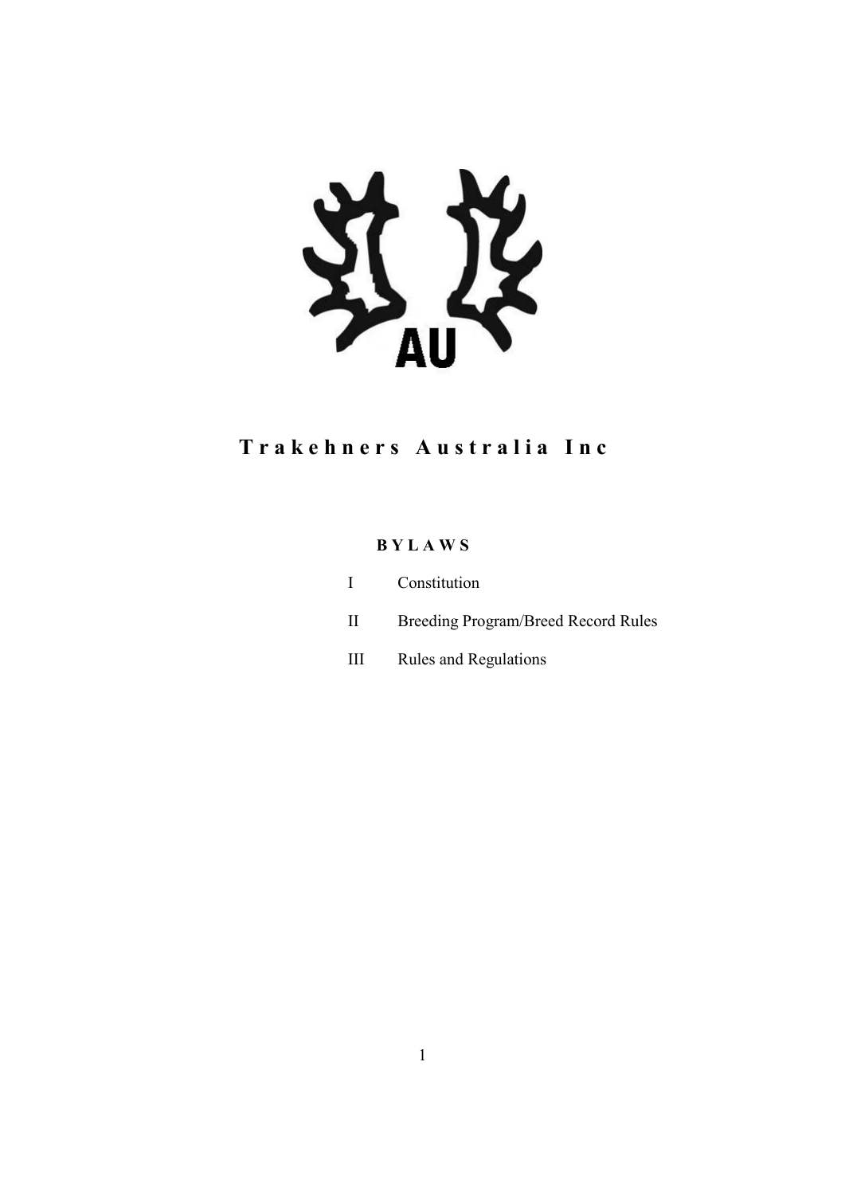AU

# Trakehners Australia Inc

**BYLAWS**

I Constitution

II Breeding Program/Breed Record Rules

III Rules and Regulations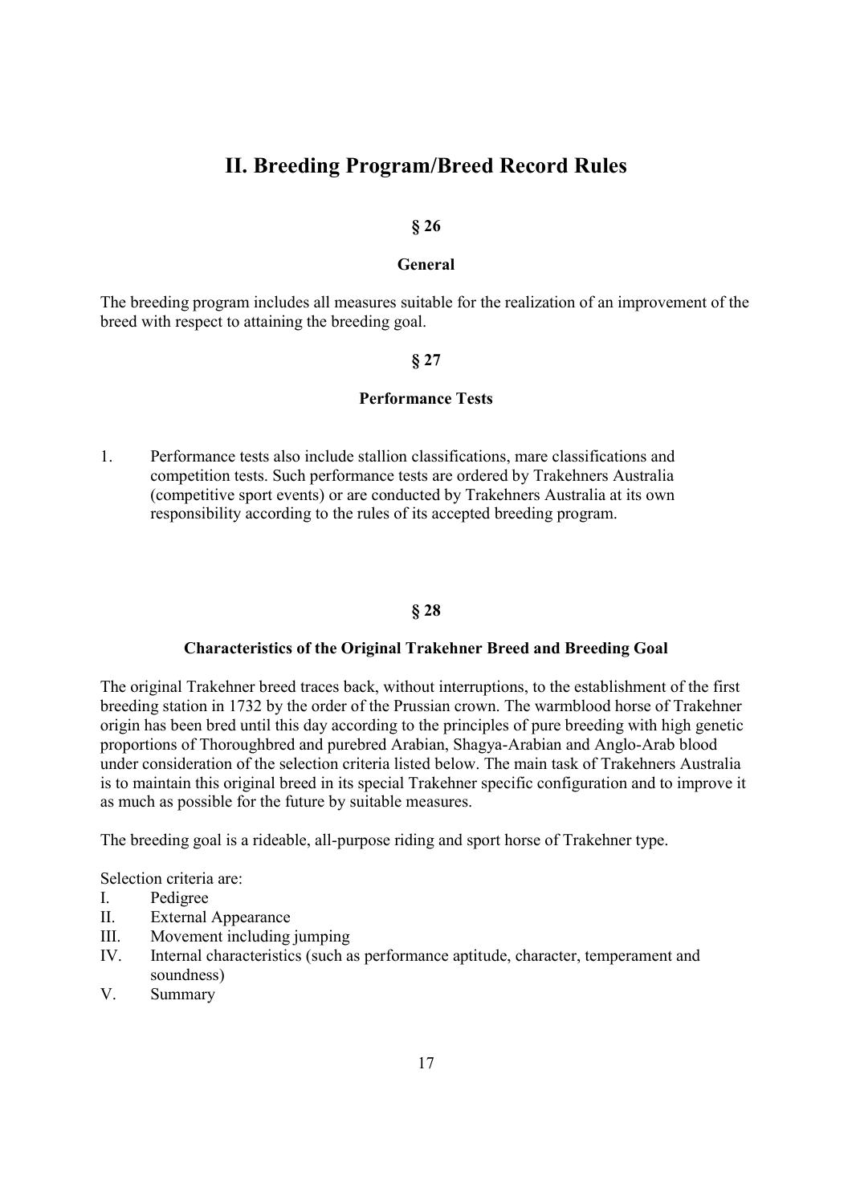# II. Breeding Program/Breed Record Rules

## § 26

### General

The breeding program includes all measures suitable for the realization of an improvement of the breed with respect to attaining the breeding goal.

## § 27

### Performance Tests

1. Performance tests also include stallion classifications, mare classifications and competition tests. Such performance tests are ordered by Trakehners Australia (competitive sport events) or are conducted by Trakehners Australia at its own responsibility according to the rules of its accepted breeding program.

## § 28

### Characteristics of the Original Trakehner Breed and Breeding Goal

The original Trakehner breed traces back, without interruptions, to the establishment of the first breeding station in 1732 by the order of the Prussian crown. The warmblood horse of Trakehner origin has been bred until this day according to the principles of pure breeding with high genetic proportions of Thoroughbred and purebred Arabian, Shagya-Arabian and Anglo-Arab blood under consideration of the selection criteria listed below. The main task of Trakehners Australia is to maintain this original breed in its special Trakehner specific configuration and to improve it as much as possible for the future by suitable measures.

The breeding goal is a rideable, all-purpose riding and sport horse of Trakehner type.

Selection criteria are:

I. Pedigree
II. External Appearance
III. Movement including jumping
IV. Internal characteristics (such as performance aptitude, character, temperament and soundness)
V. Summary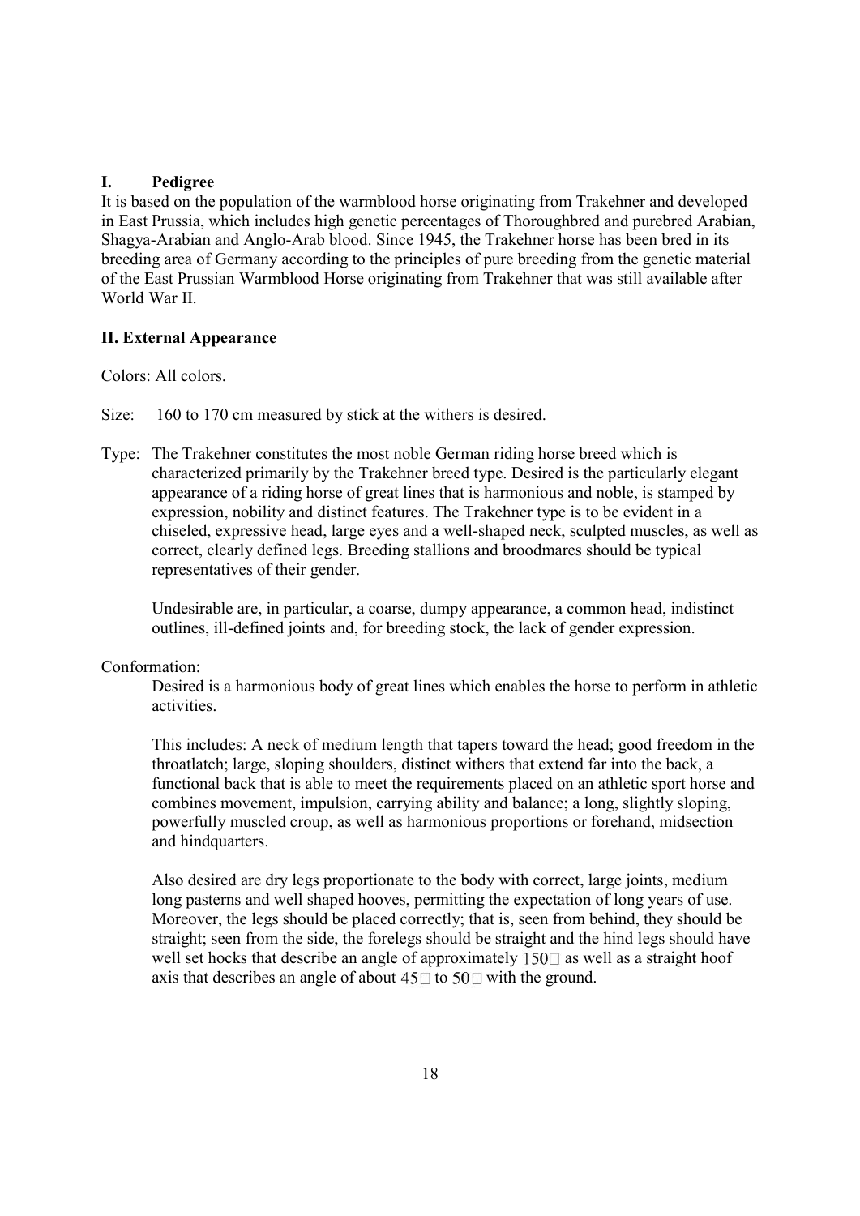## I. Pedigree

It is based on the population of the warmblood horse originating from Trakehner and developed in East Prussia, which includes high genetic percentages of Thoroughbred and purebred Arabian, Shagya-Arabian and Anglo-Arab blood. Since 1945, the Trakehner horse has been bred in its breeding area of Germany according to the principles of pure breeding from the genetic material of the East Prussian Warmblood Horse originating from Trakehner that was still available after World War II.

## II. External Appearance

Colors: All colors.

Size: 160 to 170 cm measured by stick at the withers is desired.

Type: The Trakehner constitutes the most noble German riding horse breed which is characterized primarily by the Trakehner breed type. Desired is the particularly elegant appearance of a riding horse of great lines that is harmonious and noble, is stamped by expression, nobility and distinct features. The Trakehner type is to be evident in a chiseled, expressive head, large eyes and a well-shaped neck, sculpted muscles, as well as correct, clearly defined legs. Breeding stallions and broodmares should be typical representatives of their gender.

Undesirable are, in particular, a coarse, dumpy appearance, a common head, indistinct outlines, ill-defined joints and, for breeding stock, the lack of gender expression.

Conformation:

Desired is a harmonious body of great lines which enables the horse to perform in athletic activities.

This includes: A neck of medium length that tapers toward the head; good freedom in the throatlatch; large, sloping shoulders, distinct withers that extend far into the back, a functional back that is able to meet the requirements placed on an athletic sport horse and combines movement, impulsion, carrying ability and balance; a long, slightly sloping, powerfully muscled croup, as well as harmonious proportions or forehand, midsection and hindquarters.

Also desired are dry legs proportionate to the body with correct, large joints, medium long pasterns and well shaped hooves, permitting the expectation of long years of use. Moreover, the legs should be placed correctly; that is, seen from behind, they should be straight; seen from the side, the forelegs should be straight and the hind legs should have well set hocks that describe an angle of approximately 150° as well as a straight hoof axis that describes an angle of about 45° to 50° with the ground.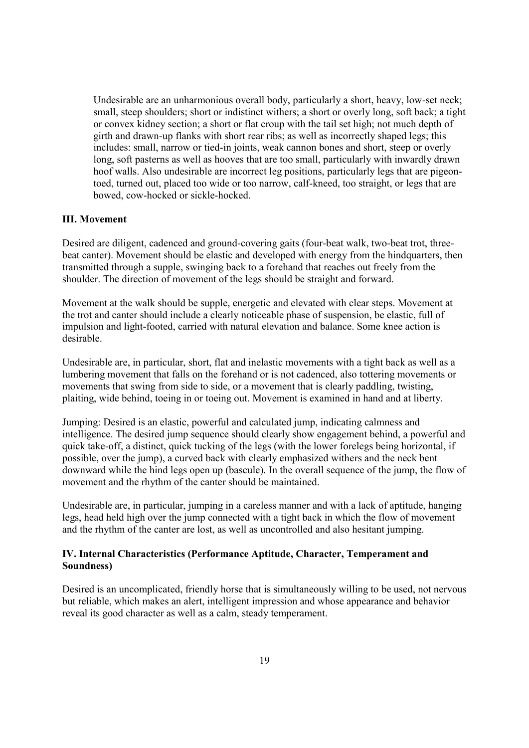Undesirable are an unharmonious overall body, particularly a short, heavy, low-set neck; small, steep shoulders; short or indistinct withers; a short or overly long, soft back; a tight or convex kidney section; a short or flat croup with the tail set high; not much depth of girth and drawn-up flanks with short rear ribs; as well as incorrectly shaped legs; this includes: small, narrow or tied-in joints, weak cannon bones and short, steep or overly long, soft pasterns as well as hooves that are too small, particularly with inwardly drawn hoof walls. Also undesirable are incorrect leg positions, particularly legs that are pigeon-toed, turned out, placed too wide or too narrow, calf-kneed, too straight, or legs that are bowed, cow-hocked or sickle-hocked.

### III. Movement

Desired are diligent, cadenced and ground-covering gaits (four-beat walk, two-beat trot, three-beat canter). Movement should be elastic and developed with energy from the hindquarters, then transmitted through a supple, swinging back to a forehand that reaches out freely from the shoulder. The direction of movement of the legs should be straight and forward.

Movement at the walk should be supple, energetic and elevated with clear steps. Movement at the trot and canter should include a clearly noticeable phase of suspension, be elastic, full of impulsion and light-footed, carried with natural elevation and balance. Some knee action is desirable.

Undesirable are, in particular, short, flat and inelastic movements with a tight back as well as a lumbering movement that falls on the forehand or is not cadenced, also tottering movements or movements that swing from side to side, or a movement that is clearly paddling, twisting, plaiting, wide behind, toeing in or toeing out. Movement is examined in hand and at liberty.

Jumping: Desired is an elastic, powerful and calculated jump, indicating calmness and intelligence. The desired jump sequence should clearly show engagement behind, a powerful and quick take-off, a distinct, quick tucking of the legs (with the lower forelegs being horizontal, if possible, over the jump), a curved back with clearly emphasized withers and the neck bent downward while the hind legs open up (bascule). In the overall sequence of the jump, the flow of movement and the rhythm of the canter should be maintained.

Undesirable are, in particular, jumping in a careless manner and with a lack of aptitude, hanging legs, head held high over the jump connected with a tight back in which the flow of movement and the rhythm of the canter are lost, as well as uncontrolled and also hesitant jumping.

### IV. Internal Characteristics (Performance Aptitude, Character, Temperament and Soundness)

Desired is an uncomplicated, friendly horse that is simultaneously willing to be used, not nervous but reliable, which makes an alert, intelligent impression and whose appearance and behavior reveal its good character as well as a calm, steady temperament.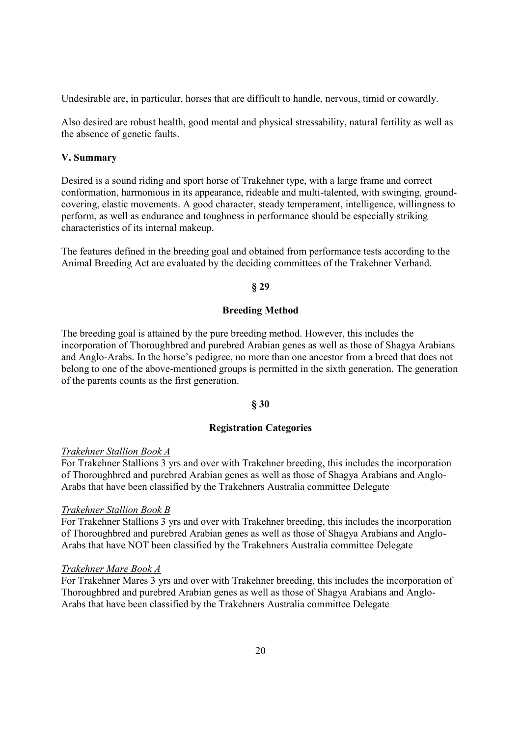Undesirable are, in particular, horses that are difficult to handle, nervous, timid or cowardly.

Also desired are robust health, good mental and physical stressability, natural fertility as well as the absence of genetic faults.

### V. Summary

Desired is a sound riding and sport horse of Trakehner type, with a large frame and correct conformation, harmonious in its appearance, rideable and multi-talented, with swinging, ground-covering, elastic movements. A good character, steady temperament, intelligence, willingness to perform, as well as endurance and toughness in performance should be especially striking characteristics of its internal makeup.

The features defined in the breeding goal and obtained from performance tests according to the Animal Breeding Act are evaluated by the deciding committees of the Trakehner Verband.

## § 29

## Breeding Method

The breeding goal is attained by the pure breeding method. However, this includes the incorporation of Thoroughbred and purebred Arabian genes as well as those of Shagya Arabians and Anglo-Arabs. In the horse's pedigree, no more than one ancestor from a breed that does not belong to one of the above-mentioned groups is permitted in the sixth generation. The generation of the parents counts as the first generation.

## § 30

## Registration Categories

*Trakehner Stallion Book A*
For Trakehner Stallions 3 yrs and over with Trakehner breeding, this includes the incorporation of Thoroughbred and purebred Arabian genes as well as those of Shagya Arabians and Anglo-Arabs that have been classified by the Trakehners Australia committee Delegate

*Trakehner Stallion Book B*
For Trakehner Stallions 3 yrs and over with Trakehner breeding, this includes the incorporation of Thoroughbred and purebred Arabian genes as well as those of Shagya Arabians and Anglo-Arabs that have NOT been classified by the Trakehners Australia committee Delegate

*Trakehner Mare Book A*
For Trakehner Mares 3 yrs and over with Trakehner breeding, this includes the incorporation of Thoroughbred and purebred Arabian genes as well as those of Shagya Arabians and Anglo-Arabs that have been classified by the Trakehners Australia committee Delegate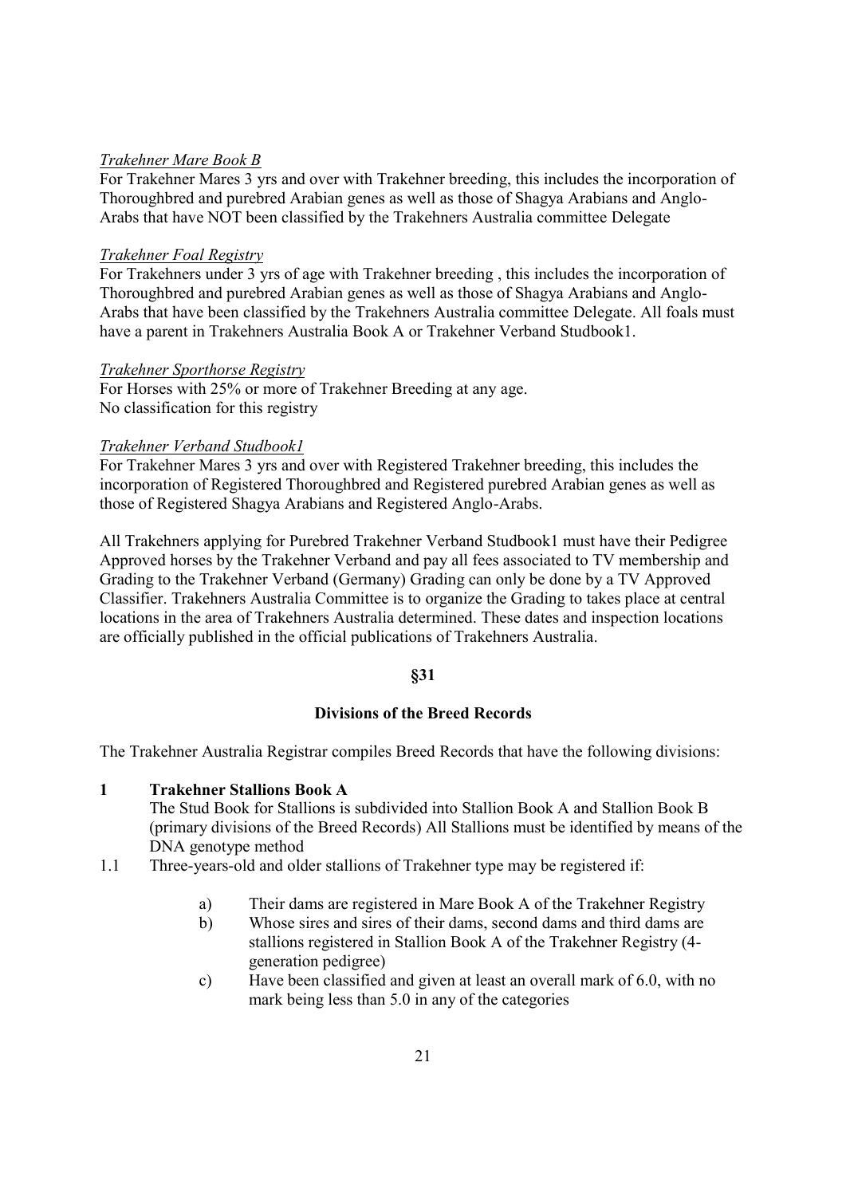*Trakehner Mare Book B*

For Trakehner Mares 3 yrs and over with Trakehner breeding, this includes the incorporation of Thoroughbred and purebred Arabian genes as well as those of Shagya Arabians and Anglo-Arabs that have NOT been classified by the Trakehners Australia committee Delegate

*Trakehner Foal Registry*

For Trakehners under 3 yrs of age with Trakehner breeding , this includes the incorporation of Thoroughbred and purebred Arabian genes as well as those of Shagya Arabians and Anglo-Arabs that have been classified by the Trakehners Australia committee Delegate. All foals must have a parent in Trakehners Australia Book A or Trakehner Verband Studbook1.

*Trakehner Sporthorse Registry*

For Horses with 25% or more of Trakehner Breeding at any age.
No classification for this registry

*Trakehner Verband Studbook1*

For Trakehner Mares 3 yrs and over with Registered Trakehner breeding, this includes the incorporation of Registered Thoroughbred and Registered purebred Arabian genes as well as those of Registered Shagya Arabians and Registered Anglo-Arabs.

All Trakehners applying for Purebred Trakehner Verband Studbook1 must have their Pedigree Approved horses by the Trakehner Verband and pay all fees associated to TV membership and Grading to the Trakehner Verband (Germany) Grading can only be done by a TV Approved Classifier. Trakehners Australia Committee is to organize the Grading to takes place at central locations in the area of Trakehners Australia determined. These dates and inspection locations are officially published in the official publications of Trakehners Australia.

## §31

## Divisions of the Breed Records

The Trakehner Australia Registrar compiles Breed Records that have the following divisions:

**1 Trakehner Stallions Book A**

The Stud Book for Stallions is subdivided into Stallion Book A and Stallion Book B (primary divisions of the Breed Records) All Stallions must be identified by means of the DNA genotype method

1.1 Three-years-old and older stallions of Trakehner type may be registered if:

- a) Their dams are registered in Mare Book A of the Trakehner Registry
- b) Whose sires and sires of their dams, second dams and third dams are stallions registered in Stallion Book A of the Trakehner Registry (4-generation pedigree)
- c) Have been classified and given at least an overall mark of 6.0, with no mark being less than 5.0 in any of the categories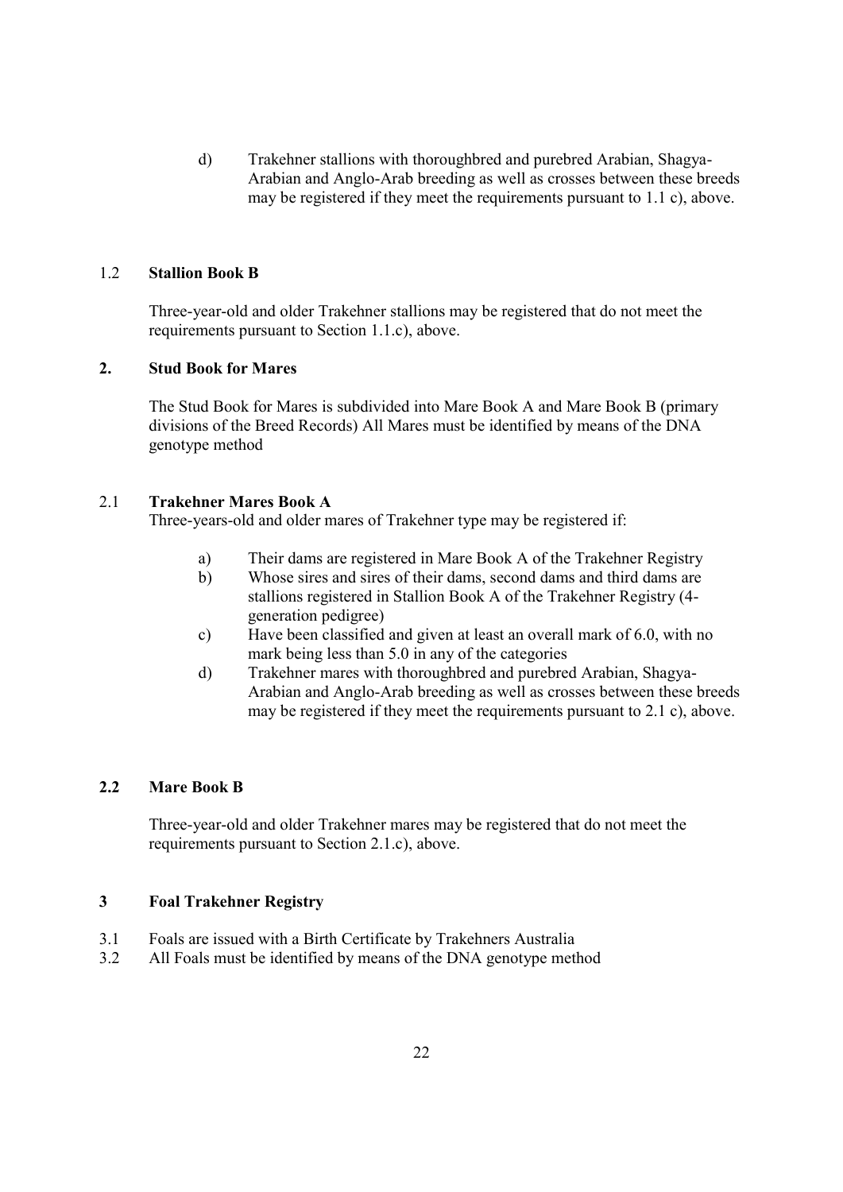d) Trakehner stallions with thoroughbred and purebred Arabian, Shagya-Arabian and Anglo-Arab breeding as well as crosses between these breeds may be registered if they meet the requirements pursuant to 1.1 c), above.

### 1.2 Stallion Book B

Three-year-old and older Trakehner stallions may be registered that do not meet the requirements pursuant to Section 1.1.c), above.

## 2. Stud Book for Mares

The Stud Book for Mares is subdivided into Mare Book A and Mare Book B (primary divisions of the Breed Records) All Mares must be identified by means of the DNA genotype method

### 2.1 Trakehner Mares Book A

Three-years-old and older mares of Trakehner type may be registered if:

a) Their dams are registered in Mare Book A of the Trakehner Registry
b) Whose sires and sires of their dams, second dams and third dams are stallions registered in Stallion Book A of the Trakehner Registry (4-generation pedigree)
c) Have been classified and given at least an overall mark of 6.0, with no mark being less than 5.0 in any of the categories
d) Trakehner mares with thoroughbred and purebred Arabian, Shagya-Arabian and Anglo-Arab breeding as well as crosses between these breeds may be registered if they meet the requirements pursuant to 2.1 c), above.

### 2.2 Mare Book B

Three-year-old and older Trakehner mares may be registered that do not meet the requirements pursuant to Section 2.1.c), above.

## 3 Foal Trakehner Registry

3.1 Foals are issued with a Birth Certificate by Trakehners Australia
3.2 All Foals must be identified by means of the DNA genotype method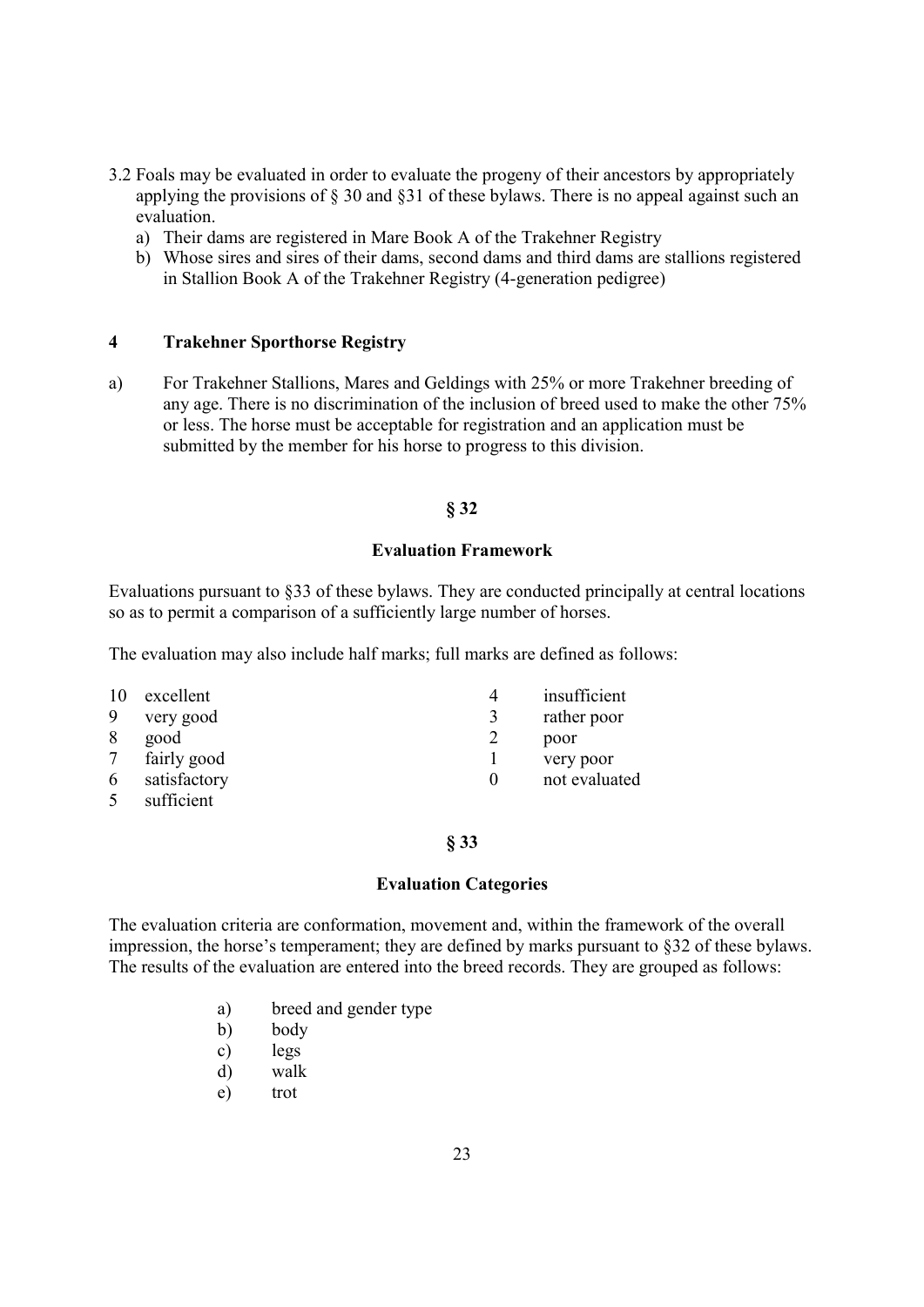3.2 Foals may be evaluated in order to evaluate the progeny of their ancestors by appropriately applying the provisions of § 30 and §31 of these bylaws. There is no appeal against such an evaluation.

a) Their dams are registered in Mare Book A of the Trakehner Registry
b) Whose sires and sires of their dams, second dams and third dams are stallions registered in Stallion Book A of the Trakehner Registry (4-generation pedigree)

## 4 Trakehner Sporthorse Registry

a) For Trakehner Stallions, Mares and Geldings with 25% or more Trakehner breeding of any age. There is no discrimination of the inclusion of breed used to make the other 75% or less. The horse must be acceptable for registration and an application must be submitted by the member for his horse to progress to this division.

## § 32

### Evaluation Framework

Evaluations pursuant to §33 of these bylaws. They are conducted principally at central locations so as to permit a comparison of a sufficiently large number of horses.

The evaluation may also include half marks; full marks are defined as follows:

- 10 excellent
- 9 very good
- 8 good
- 7 fairly good
- 6 satisfactory
- 5 sufficient
- 4 insufficient
- 3 rather poor
- 2 poor
- 1 very poor
- 0 not evaluated

## § 33

### Evaluation Categories

The evaluation criteria are conformation, movement and, within the framework of the overall impression, the horse's temperament; they are defined by marks pursuant to §32 of these bylaws. The results of the evaluation are entered into the breed records. They are grouped as follows:

a) breed and gender type
b) body
c) legs
d) walk
e) trot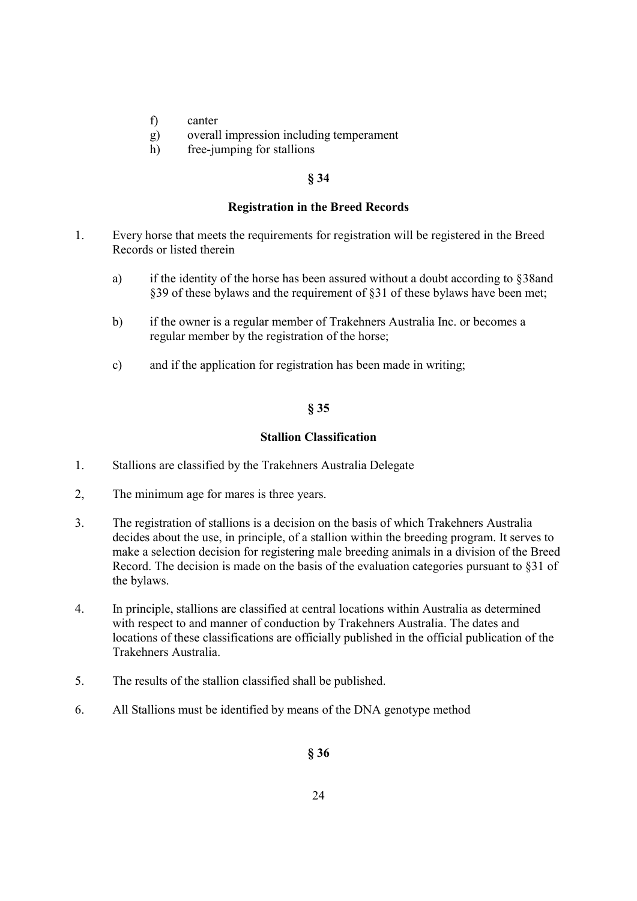f) canter
g) overall impression including temperament
h) free-jumping for stallions

## § 34

### Registration in the Breed Records

1. Every horse that meets the requirements for registration will be registered in the Breed Records or listed therein

    a) if the identity of the horse has been assured without a doubt according to §38and §39 of these bylaws and the requirement of §31 of these bylaws have been met;

    b) if the owner is a regular member of Trakehners Australia Inc. or becomes a regular member by the registration of the horse;

    c) and if the application for registration has been made in writing;

## § 35

### Stallion Classification

1. Stallions are classified by the Trakehners Australia Delegate

2, The minimum age for mares is three years.

3. The registration of stallions is a decision on the basis of which Trakehners Australia decides about the use, in principle, of a stallion within the breeding program. It serves to make a selection decision for registering male breeding animals in a division of the Breed Record. The decision is made on the basis of the evaluation categories pursuant to §31 of the bylaws.

4. In principle, stallions are classified at central locations within Australia as determined with respect to and manner of conduction by Trakehners Australia. The dates and locations of these classifications are officially published in the official publication of the Trakehners Australia.

5. The results of the stallion classified shall be published.

6. All Stallions must be identified by means of the DNA genotype method

## § 36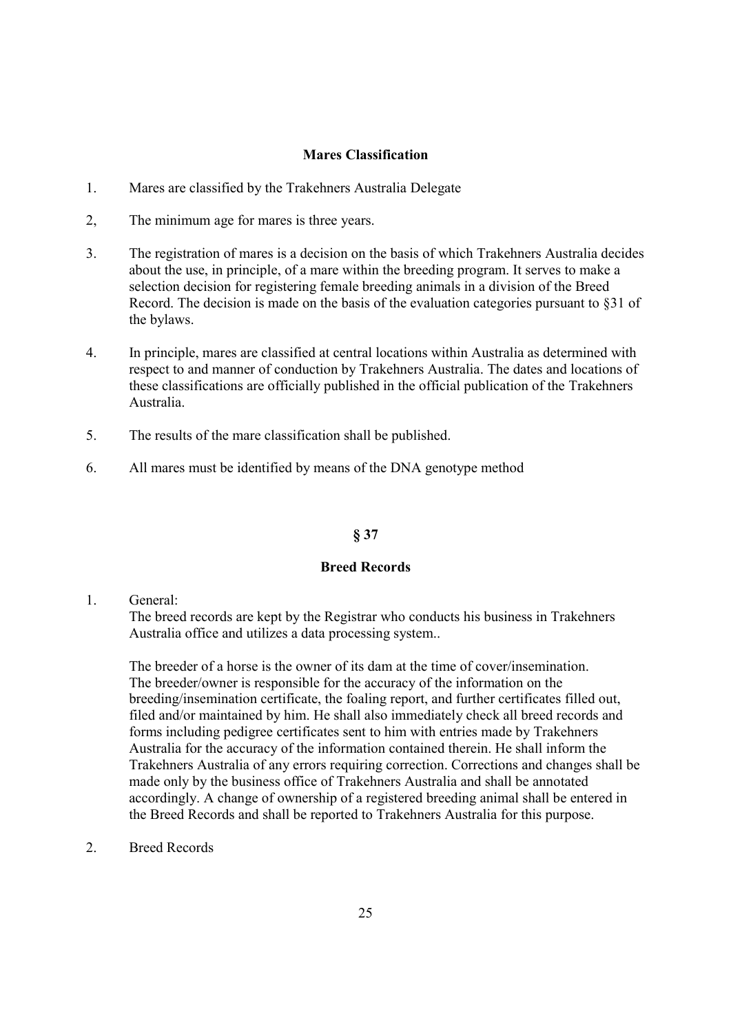**Mares Classification**

1. Mares are classified by the Trakehners Australia Delegate

2, The minimum age for mares is three years.

3. The registration of mares is a decision on the basis of which Trakehners Australia decides about the use, in principle, of a mare within the breeding program. It serves to make a selection decision for registering female breeding animals in a division of the Breed Record. The decision is made on the basis of the evaluation categories pursuant to §31 of the bylaws.

4. In principle, mares are classified at central locations within Australia as determined with respect to and manner of conduction by Trakehners Australia. The dates and locations of these classifications are officially published in the official publication of the Trakehners Australia.

5. The results of the mare classification shall be published.

6. All mares must be identified by means of the DNA genotype method

## § 37

## Breed Records

1. General:

   The breed records are kept by the Registrar who conducts his business in Trakehners Australia office and utilizes a data processing system..

   The breeder of a horse is the owner of its dam at the time of cover/insemination. The breeder/owner is responsible for the accuracy of the information on the breeding/insemination certificate, the foaling report, and further certificates filled out, filed and/or maintained by him. He shall also immediately check all breed records and forms including pedigree certificates sent to him with entries made by Trakehners Australia for the accuracy of the information contained therein. He shall inform the Trakehners Australia of any errors requiring correction. Corrections and changes shall be made only by the business office of Trakehners Australia and shall be annotated accordingly. A change of ownership of a registered breeding animal shall be entered in the Breed Records and shall be reported to Trakehners Australia for this purpose.

2. Breed Records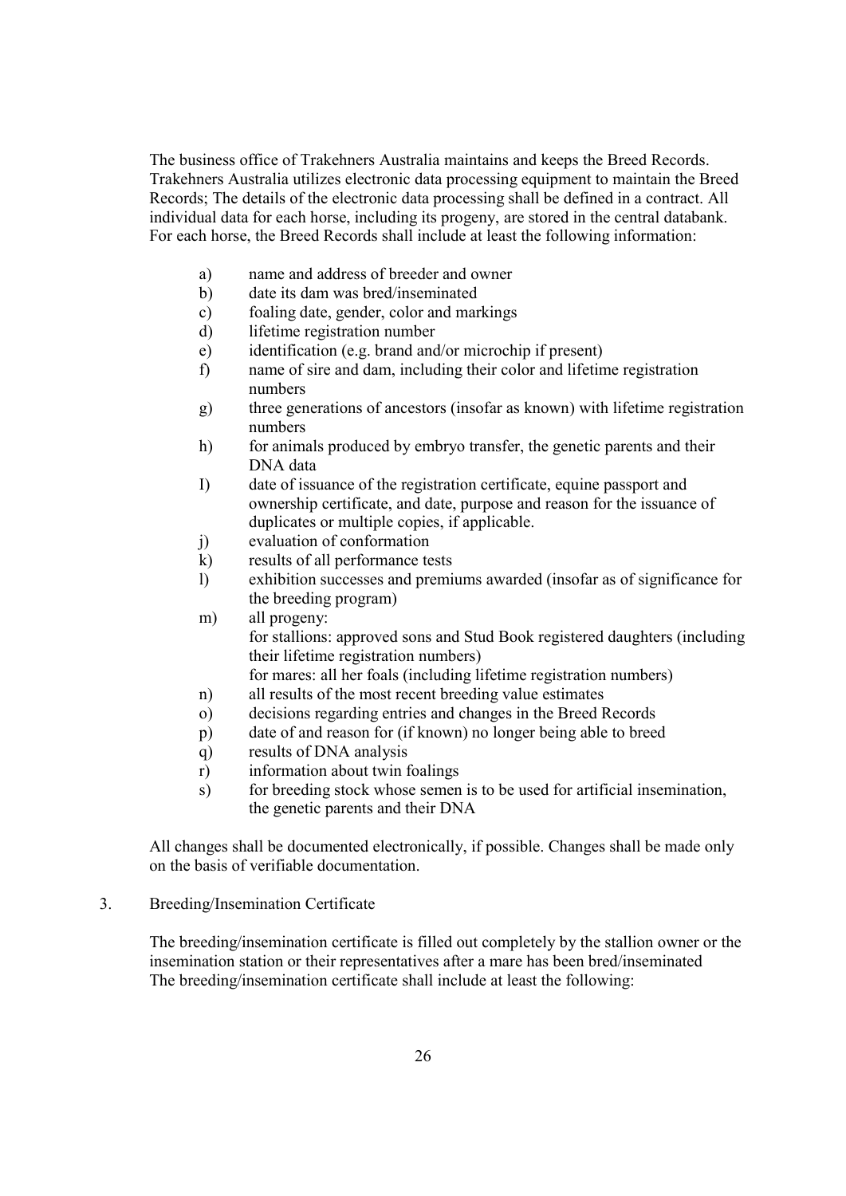The business office of Trakehners Australia maintains and keeps the Breed Records. Trakehners Australia utilizes electronic data processing equipment to maintain the Breed Records; The details of the electronic data processing shall be defined in a contract. All individual data for each horse, including its progeny, are stored in the central databank. For each horse, the Breed Records shall include at least the following information:

a) name and address of breeder and owner
b) date its dam was bred/inseminated
c) foaling date, gender, color and markings
d) lifetime registration number
e) identification (e.g. brand and/or microchip if present)
f) name of sire and dam, including their color and lifetime registration numbers
g) three generations of ancestors (insofar as known) with lifetime registration numbers
h) for animals produced by embryo transfer, the genetic parents and their DNA data
I) date of issuance of the registration certificate, equine passport and ownership certificate, and date, purpose and reason for the issuance of duplicates or multiple copies, if applicable.
j) evaluation of conformation
k) results of all performance tests
l) exhibition successes and premiums awarded (insofar as of significance for the breeding program)
m) all progeny:
   for stallions: approved sons and Stud Book registered daughters (including their lifetime registration numbers)
   for mares: all her foals (including lifetime registration numbers)
n) all results of the most recent breeding value estimates
o) decisions regarding entries and changes in the Breed Records
p) date of and reason for (if known) no longer being able to breed
q) results of DNA analysis
r) information about twin foalings
s) for breeding stock whose semen is to be used for artificial insemination, the genetic parents and their DNA

All changes shall be documented electronically, if possible. Changes shall be made only on the basis of verifiable documentation.

3. Breeding/Insemination Certificate

The breeding/insemination certificate is filled out completely by the stallion owner or the insemination station or their representatives after a mare has been bred/inseminated
The breeding/insemination certificate shall include at least the following: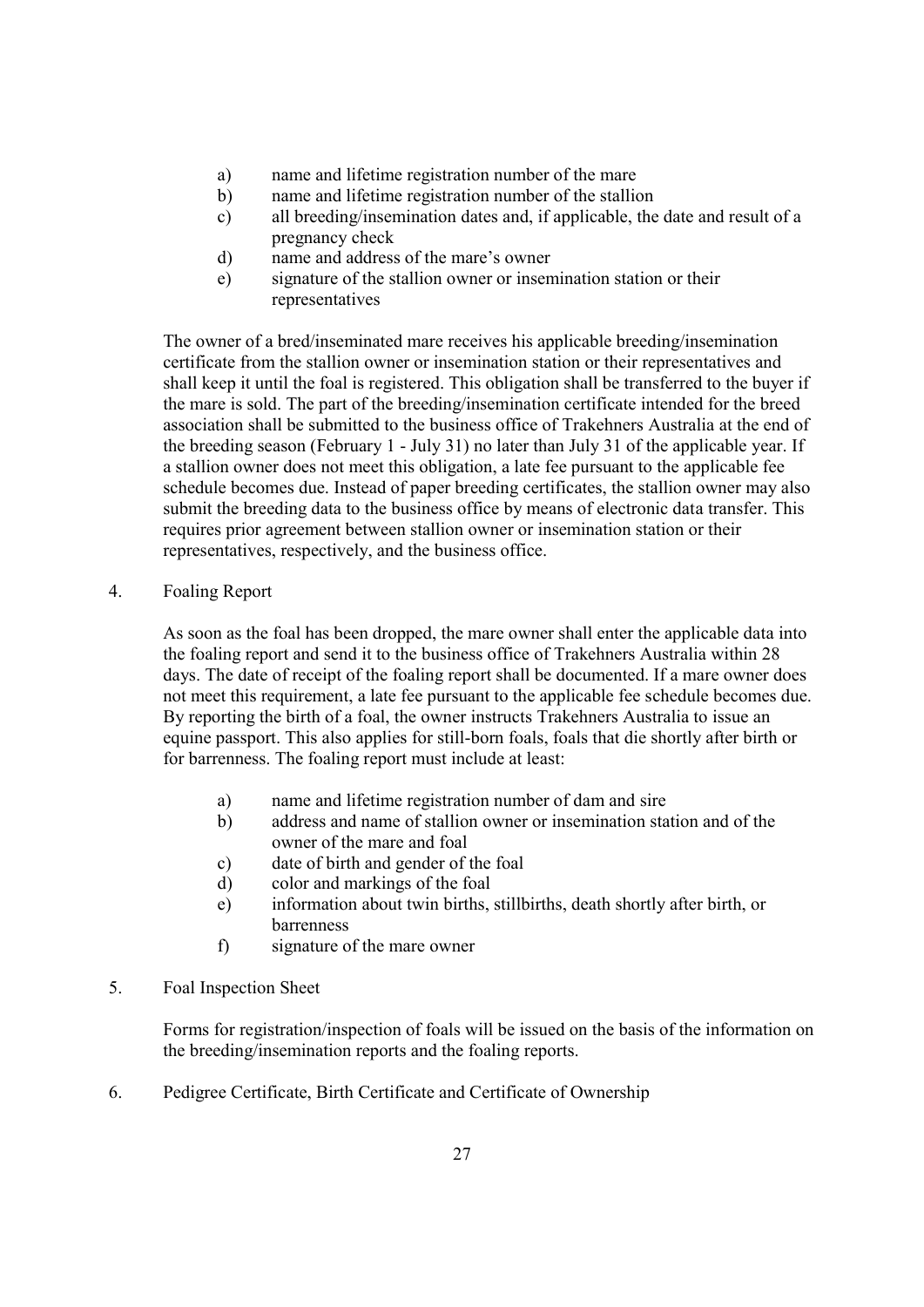a) name and lifetime registration number of the mare
b) name and lifetime registration number of the stallion
c) all breeding/insemination dates and, if applicable, the date and result of a pregnancy check
d) name and address of the mare's owner
e) signature of the stallion owner or insemination station or their representatives

The owner of a bred/inseminated mare receives his applicable breeding/insemination certificate from the stallion owner or insemination station or their representatives and shall keep it until the foal is registered. This obligation shall be transferred to the buyer if the mare is sold. The part of the breeding/insemination certificate intended for the breed association shall be submitted to the business office of Trakehners Australia at the end of the breeding season (February 1 - July 31) no later than July 31 of the applicable year. If a stallion owner does not meet this obligation, a late fee pursuant to the applicable fee schedule becomes due. Instead of paper breeding certificates, the stallion owner may also submit the breeding data to the business office by means of electronic data transfer. This requires prior agreement between stallion owner or insemination station or their representatives, respectively, and the business office.

4. Foaling Report

As soon as the foal has been dropped, the mare owner shall enter the applicable data into the foaling report and send it to the business office of Trakehners Australia within 28 days. The date of receipt of the foaling report shall be documented. If a mare owner does not meet this requirement, a late fee pursuant to the applicable fee schedule becomes due. By reporting the birth of a foal, the owner instructs Trakehners Australia to issue an equine passport. This also applies for still-born foals, foals that die shortly after birth or for barrenness. The foaling report must include at least:

a) name and lifetime registration number of dam and sire
b) address and name of stallion owner or insemination station and of the owner of the mare and foal
c) date of birth and gender of the foal
d) color and markings of the foal
e) information about twin births, stillbirths, death shortly after birth, or barrenness
f) signature of the mare owner

5. Foal Inspection Sheet

Forms for registration/inspection of foals will be issued on the basis of the information on the breeding/insemination reports and the foaling reports.

6. Pedigree Certificate, Birth Certificate and Certificate of Ownership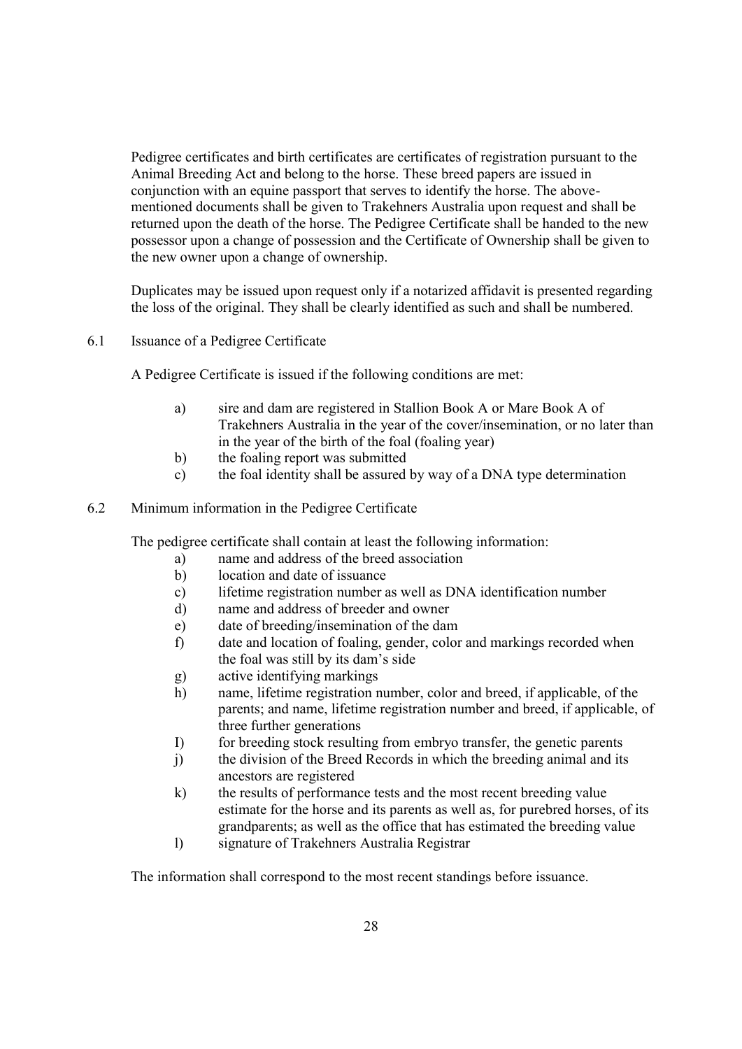Pedigree certificates and birth certificates are certificates of registration pursuant to the Animal Breeding Act and belong to the horse. These breed papers are issued in conjunction with an equine passport that serves to identify the horse. The above-mentioned documents shall be given to Trakehners Australia upon request and shall be returned upon the death of the horse. The Pedigree Certificate shall be handed to the new possessor upon a change of possession and the Certificate of Ownership shall be given to the new owner upon a change of ownership.

Duplicates may be issued upon request only if a notarized affidavit is presented regarding the loss of the original. They shall be clearly identified as such and shall be numbered.

## 6.1 Issuance of a Pedigree Certificate

A Pedigree Certificate is issued if the following conditions are met:

a) sire and dam are registered in Stallion Book A or Mare Book A of Trakehners Australia in the year of the cover/insemination, or no later than in the year of the birth of the foal (foaling year)
b) the foaling report was submitted
c) the foal identity shall be assured by way of a DNA type determination

## 6.2 Minimum information in the Pedigree Certificate

The pedigree certificate shall contain at least the following information:

a) name and address of the breed association
b) location and date of issuance
c) lifetime registration number as well as DNA identification number
d) name and address of breeder and owner
e) date of breeding/insemination of the dam
f) date and location of foaling, gender, color and markings recorded when the foal was still by its dam's side
g) active identifying markings
h) name, lifetime registration number, color and breed, if applicable, of the parents; and name, lifetime registration number and breed, if applicable, of three further generations
I) for breeding stock resulting from embryo transfer, the genetic parents
j) the division of the Breed Records in which the breeding animal and its ancestors are registered
k) the results of performance tests and the most recent breeding value estimate for the horse and its parents as well as, for purebred horses, of its grandparents; as well as the office that has estimated the breeding value
l) signature of Trakehners Australia Registrar

The information shall correspond to the most recent standings before issuance.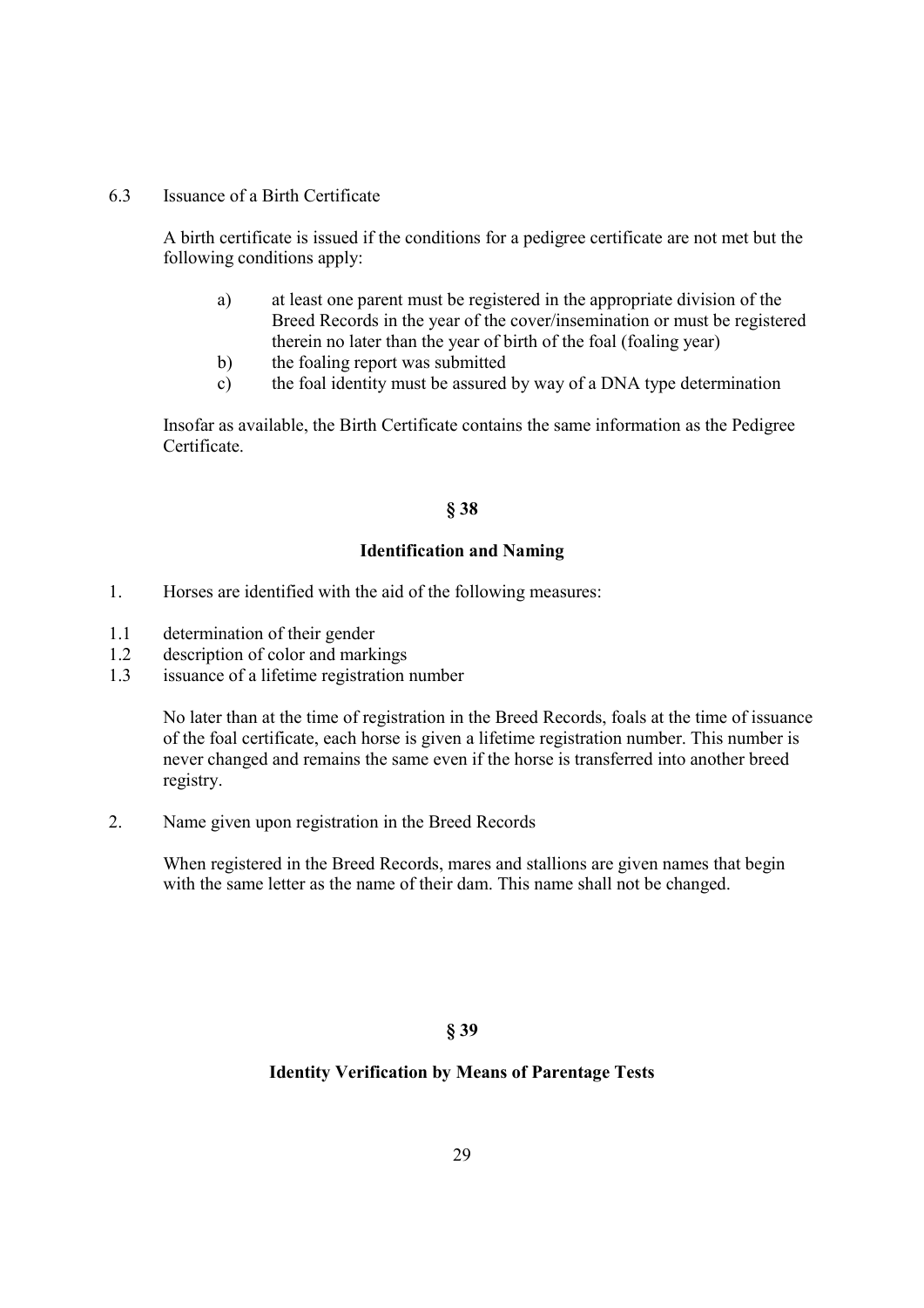6.3 Issuance of a Birth Certificate

A birth certificate is issued if the conditions for a pedigree certificate are not met but the following conditions apply:

a) at least one parent must be registered in the appropriate division of the Breed Records in the year of the cover/insemination or must be registered therein no later than the year of birth of the foal (foaling year)
b) the foaling report was submitted
c) the foal identity must be assured by way of a DNA type determination

Insofar as available, the Birth Certificate contains the same information as the Pedigree Certificate.

## § 38

## Identification and Naming

1. Horses are identified with the aid of the following measures:

1.1 determination of their gender
1.2 description of color and markings
1.3 issuance of a lifetime registration number

No later than at the time of registration in the Breed Records, foals at the time of issuance of the foal certificate, each horse is given a lifetime registration number. This number is never changed and remains the same even if the horse is transferred into another breed registry.

2. Name given upon registration in the Breed Records

When registered in the Breed Records, mares and stallions are given names that begin with the same letter as the name of their dam. This name shall not be changed.

## § 39

## Identity Verification by Means of Parentage Tests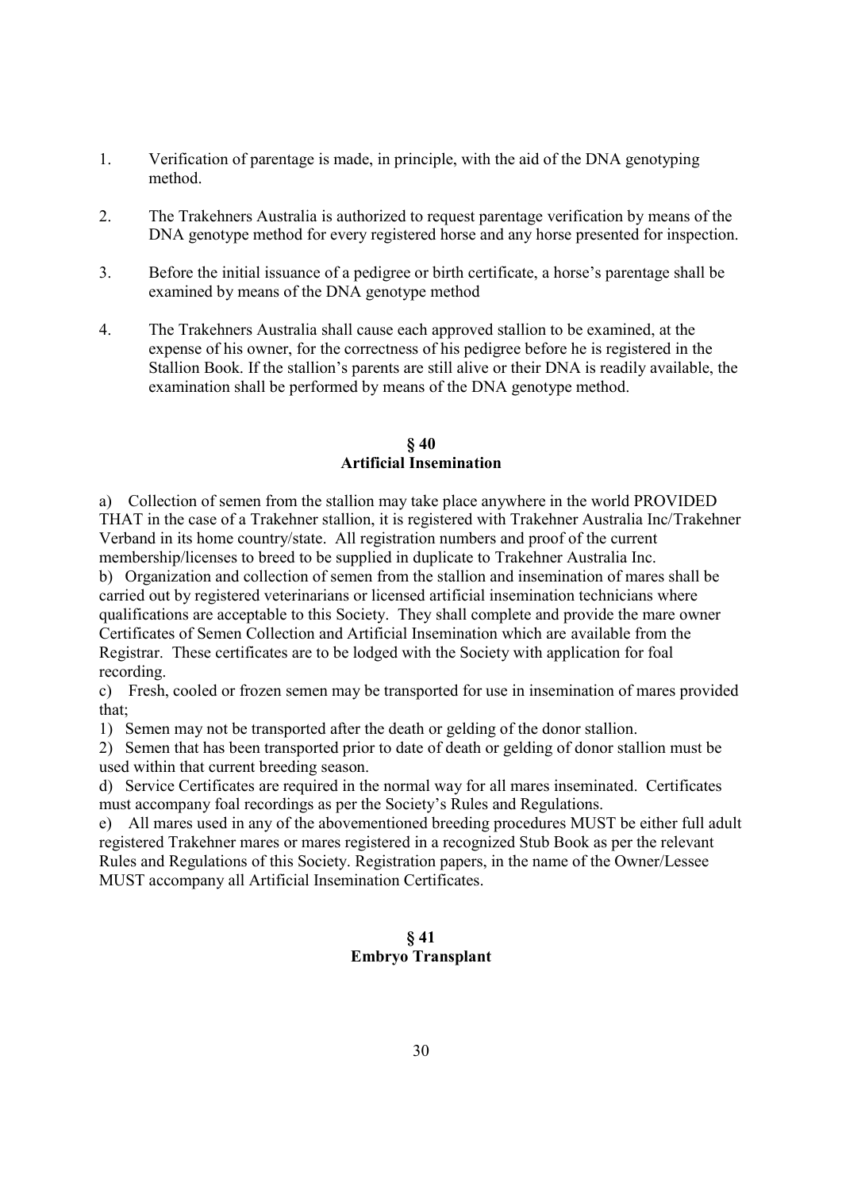1. Verification of parentage is made, in principle, with the aid of the DNA genotyping method.

2. The Trakehners Australia is authorized to request parentage verification by means of the DNA genotype method for every registered horse and any horse presented for inspection.

3. Before the initial issuance of a pedigree or birth certificate, a horse's parentage shall be examined by means of the DNA genotype method

4. The Trakehners Australia shall cause each approved stallion to be examined, at the expense of his owner, for the correctness of his pedigree before he is registered in the Stallion Book. If the stallion's parents are still alive or their DNA is readily available, the examination shall be performed by means of the DNA genotype method.

## § 40
## Artificial Insemination

a) Collection of semen from the stallion may take place anywhere in the world PROVIDED THAT in the case of a Trakehner stallion, it is registered with Trakehner Australia Inc/Trakehner Verband in its home country/state. All registration numbers and proof of the current membership/licenses to breed to be supplied in duplicate to Trakehner Australia Inc.

b) Organization and collection of semen from the stallion and insemination of mares shall be carried out by registered veterinarians or licensed artificial insemination technicians where qualifications are acceptable to this Society. They shall complete and provide the mare owner Certificates of Semen Collection and Artificial Insemination which are available from the Registrar. These certificates are to be lodged with the Society with application for foal recording.

c) Fresh, cooled or frozen semen may be transported for use in insemination of mares provided that;

1) Semen may not be transported after the death or gelding of the donor stallion.

2) Semen that has been transported prior to date of death or gelding of donor stallion must be used within that current breeding season.

d) Service Certificates are required in the normal way for all mares inseminated. Certificates must accompany foal recordings as per the Society's Rules and Regulations.

e) All mares used in any of the abovementioned breeding procedures MUST be either full adult registered Trakehner mares or mares registered in a recognized Stub Book as per the relevant Rules and Regulations of this Society. Registration papers, in the name of the Owner/Lessee MUST accompany all Artificial Insemination Certificates.

## § 41
## Embryo Transplant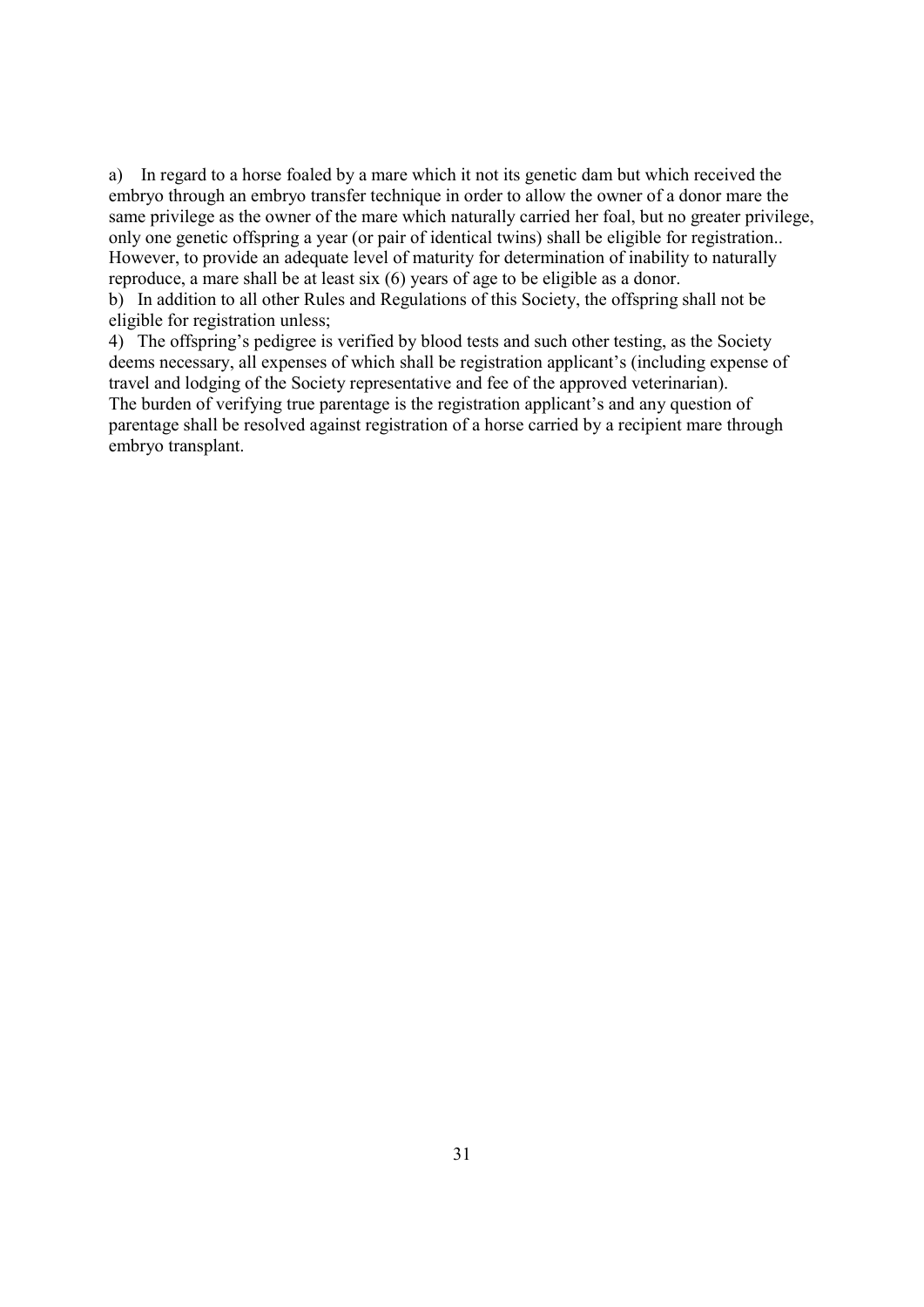a) In regard to a horse foaled by a mare which it not its genetic dam but which received the embryo through an embryo transfer technique in order to allow the owner of a donor mare the same privilege as the owner of the mare which naturally carried her foal, but no greater privilege, only one genetic offspring a year (or pair of identical twins) shall be eligible for registration.. However, to provide an adequate level of maturity for determination of inability to naturally reproduce, a mare shall be at least six (6) years of age to be eligible as a donor.

b) In addition to all other Rules and Regulations of this Society, the offspring shall not be eligible for registration unless;

4) The offspring's pedigree is verified by blood tests and such other testing, as the Society deems necessary, all expenses of which shall be registration applicant's (including expense of travel and lodging of the Society representative and fee of the approved veterinarian).

The burden of verifying true parentage is the registration applicant's and any question of parentage shall be resolved against registration of a horse carried by a recipient mare through embryo transplant.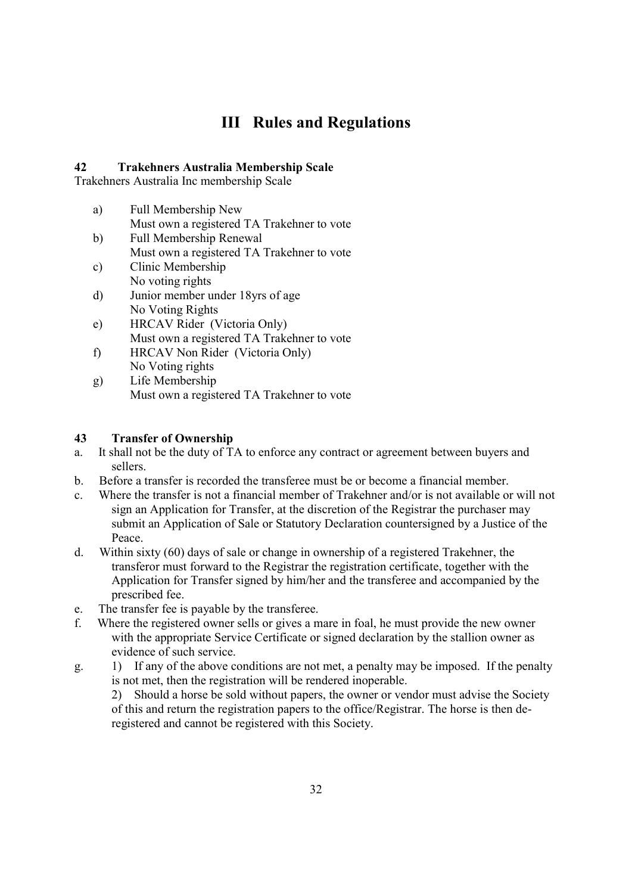# III Rules and Regulations

### 42 Trakehners Australia Membership Scale

Trakehners Australia Inc membership Scale

a) Full Membership New
   Must own a registered TA Trakehner to vote

b) Full Membership Renewal
   Must own a registered TA Trakehner to vote

c) Clinic Membership
   No voting rights

d) Junior member under 18yrs of age
   No Voting Rights

e) HRCAV Rider (Victoria Only)
   Must own a registered TA Trakehner to vote

f) HRCAV Non Rider (Victoria Only)
   No Voting rights

g) Life Membership
   Must own a registered TA Trakehner to vote

### 43 Transfer of Ownership

a. It shall not be the duty of TA to enforce any contract or agreement between buyers and sellers.

b. Before a transfer is recorded the transferee must be or become a financial member.

c. Where the transfer is not a financial member of Trakehner and/or is not available or will not sign an Application for Transfer, at the discretion of the Registrar the purchaser may submit an Application of Sale or Statutory Declaration countersigned by a Justice of the Peace.

d. Within sixty (60) days of sale or change in ownership of a registered Trakehner, the transferor must forward to the Registrar the registration certificate, together with the Application for Transfer signed by him/her and the transferee and accompanied by the prescribed fee.

e. The transfer fee is payable by the transferee.

f. Where the registered owner sells or gives a mare in foal, he must provide the new owner with the appropriate Service Certificate or signed declaration by the stallion owner as evidence of such service.

g. 1) If any of the above conditions are not met, a penalty may be imposed. If the penalty is not met, then the registration will be rendered inoperable.

   2) Should a horse be sold without papers, the owner or vendor must advise the Society of this and return the registration papers to the office/Registrar. The horse is then de-registered and cannot be registered with this Society.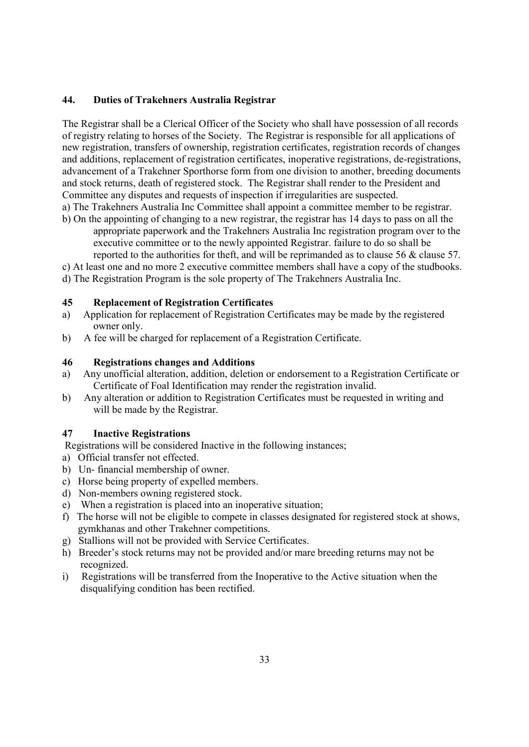## 44. Duties of Trakehners Australia Registrar

The Registrar shall be a Clerical Officer of the Society who shall have possession of all records of registry relating to horses of the Society. The Registrar is responsible for all applications of new registration, transfers of ownership, registration certificates, registration records of changes and additions, replacement of registration certificates, inoperative registrations, de-registrations, advancement of a Trakehner Sporthorse form from one division to another, breeding documents and stock returns, death of registered stock. The Registrar shall render to the President and Committee any disputes and requests of inspection if irregularities are suspected.

a) The Trakehners Australia Inc Committee shall appoint a committee member to be registrar.
b) On the appointing of changing to a new registrar, the registrar has 14 days to pass on all the appropriate paperwork and the Trakehners Australia Inc registration program over to the executive committee or to the newly appointed Registrar. failure to do so shall be reported to the authorities for theft, and will be reprimanded as to clause 56 & clause 57.
c) At least one and no more 2 executive committee members shall have a copy of the studbooks.
d) The Registration Program is the sole property of The Trakehners Australia Inc.

## 45 Replacement of Registration Certificates

a) Application for replacement of Registration Certificates may be made by the registered owner only.
b) A fee will be charged for replacement of a Registration Certificate.

## 46 Registrations changes and Additions

a) Any unofficial alteration, addition, deletion or endorsement to a Registration Certificate or Certificate of Foal Identification may render the registration invalid.
b) Any alteration or addition to Registration Certificates must be requested in writing and will be made by the Registrar.

## 47 Inactive Registrations

Registrations will be considered Inactive in the following instances;

a) Official transfer not effected.
b) Un- financial membership of owner.
c) Horse being property of expelled members.
d) Non-members owning registered stock.
e) When a registration is placed into an inoperative situation;
f) The horse will not be eligible to compete in classes designated for registered stock at shows, gymkhanas and other Trakehner competitions.
g) Stallions will not be provided with Service Certificates.
h) Breeder's stock returns may not be provided and/or mare breeding returns may not be recognized.
i) Registrations will be transferred from the Inoperative to the Active situation when the disqualifying condition has been rectified.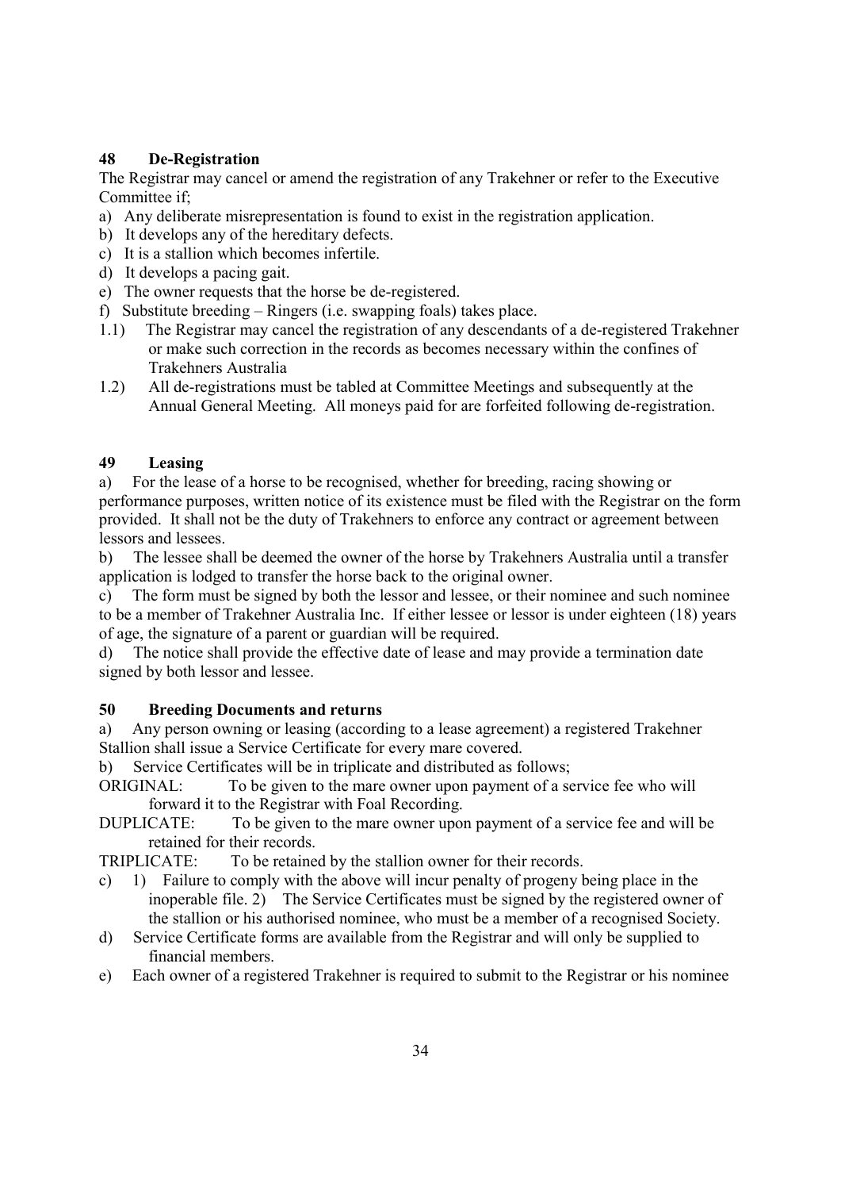## 48 De-Registration

The Registrar may cancel or amend the registration of any Trakehner or refer to the Executive Committee if;

a) Any deliberate misrepresentation is found to exist in the registration application.
b) It develops any of the hereditary defects.
c) It is a stallion which becomes infertile.
d) It develops a pacing gait.
e) The owner requests that the horse be de-registered.
f) Substitute breeding – Ringers (i.e. swapping foals) takes place.

1.1) The Registrar may cancel the registration of any descendants of a de-registered Trakehner or make such correction in the records as becomes necessary within the confines of Trakehners Australia

1.2) All de-registrations must be tabled at Committee Meetings and subsequently at the Annual General Meeting. All moneys paid for are forfeited following de-registration.

## 49 Leasing

a) For the lease of a horse to be recognised, whether for breeding, racing showing or performance purposes, written notice of its existence must be filed with the Registrar on the form provided. It shall not be the duty of Trakehners to enforce any contract or agreement between lessors and lessees.

b) The lessee shall be deemed the owner of the horse by Trakehners Australia until a transfer application is lodged to transfer the horse back to the original owner.

c) The form must be signed by both the lessor and lessee, or their nominee and such nominee to be a member of Trakehner Australia Inc. If either lessee or lessor is under eighteen (18) years of age, the signature of a parent or guardian will be required.

d) The notice shall provide the effective date of lease and may provide a termination date signed by both lessor and lessee.

## 50 Breeding Documents and returns

a) Any person owning or leasing (according to a lease agreement) a registered Trakehner Stallion shall issue a Service Certificate for every mare covered.

b) Service Certificates will be in triplicate and distributed as follows;

ORIGINAL: To be given to the mare owner upon payment of a service fee who will forward it to the Registrar with Foal Recording.

DUPLICATE: To be given to the mare owner upon payment of a service fee and will be retained for their records.

TRIPLICATE: To be retained by the stallion owner for their records.

c) 1) Failure to comply with the above will incur penalty of progeny being place in the inoperable file. 2) The Service Certificates must be signed by the registered owner of the stallion or his authorised nominee, who must be a member of a recognised Society.

d) Service Certificate forms are available from the Registrar and will only be supplied to financial members.

e) Each owner of a registered Trakehner is required to submit to the Registrar or his nominee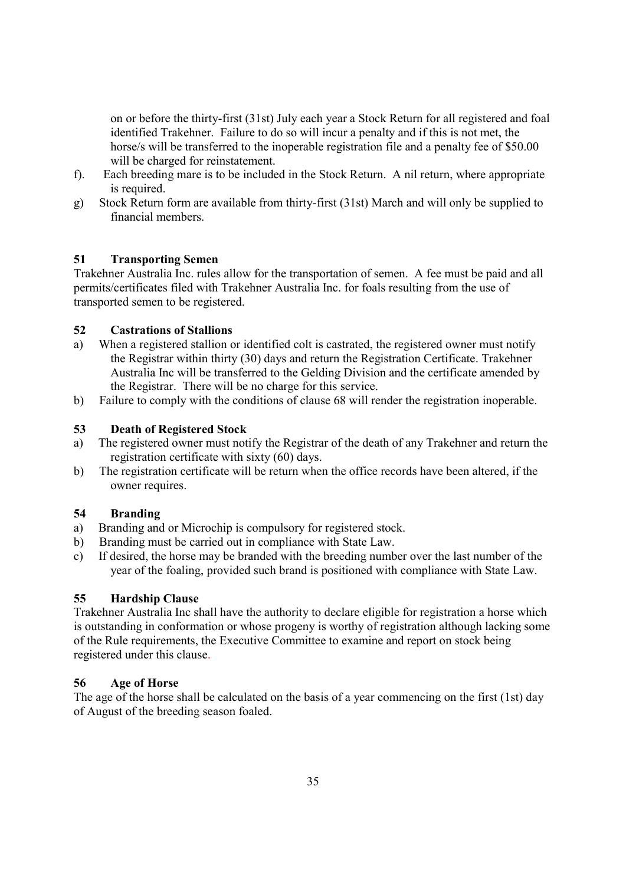on or before the thirty-first (31st) July each year a Stock Return for all registered and foal identified Trakehner. Failure to do so will incur a penalty and if this is not met, the horse/s will be transferred to the inoperable registration file and a penalty fee of $50.00 will be charged for reinstatement.

f). Each breeding mare is to be included in the Stock Return. A nil return, where appropriate is required.

g) Stock Return form are available from thirty-first (31st) March and will only be supplied to financial members.

### 51 Transporting Semen

Trakehner Australia Inc. rules allow for the transportation of semen. A fee must be paid and all permits/certificates filed with Trakehner Australia Inc. for foals resulting from the use of transported semen to be registered.

### 52 Castrations of Stallions

a) When a registered stallion or identified colt is castrated, the registered owner must notify the Registrar within thirty (30) days and return the Registration Certificate. Trakehner Australia Inc will be transferred to the Gelding Division and the certificate amended by the Registrar. There will be no charge for this service.

b) Failure to comply with the conditions of clause 68 will render the registration inoperable.

### 53 Death of Registered Stock

a) The registered owner must notify the Registrar of the death of any Trakehner and return the registration certificate with sixty (60) days.

b) The registration certificate will be return when the office records have been altered, if the owner requires.

### 54 Branding

a) Branding and or Microchip is compulsory for registered stock.

b) Branding must be carried out in compliance with State Law.

c) If desired, the horse may be branded with the breeding number over the last number of the year of the foaling, provided such brand is positioned with compliance with State Law.

### 55 Hardship Clause

Trakehner Australia Inc shall have the authority to declare eligible for registration a horse which is outstanding in conformation or whose progeny is worthy of registration although lacking some of the Rule requirements, the Executive Committee to examine and report on stock being registered under this clause.

### 56 Age of Horse

The age of the horse shall be calculated on the basis of a year commencing on the first (1st) day of August of the breeding season foaled.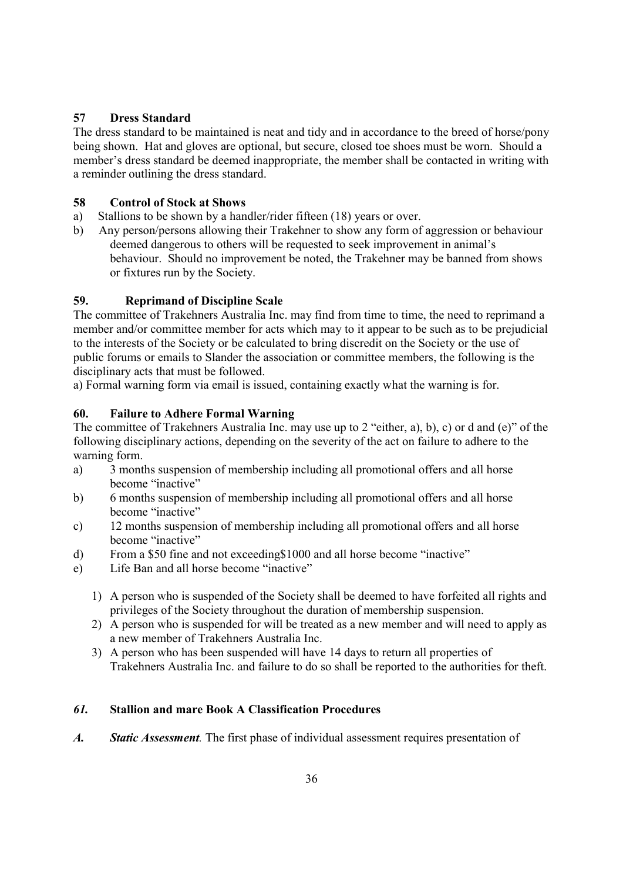## 57 Dress Standard

The dress standard to be maintained is neat and tidy and in accordance to the breed of horse/pony being shown. Hat and gloves are optional, but secure, closed toe shoes must be worn. Should a member's dress standard be deemed inappropriate, the member shall be contacted in writing with a reminder outlining the dress standard.

## 58 Control of Stock at Shows

a) Stallions to be shown by a handler/rider fifteen (18) years or over.

b) Any person/persons allowing their Trakehner to show any form of aggression or behaviour deemed dangerous to others will be requested to seek improvement in animal's behaviour. Should no improvement be noted, the Trakehner may be banned from shows or fixtures run by the Society.

## 59. Reprimand of Discipline Scale

The committee of Trakehners Australia Inc. may find from time to time, the need to reprimand a member and/or committee member for acts which may to it appear to be such as to be prejudicial to the interests of the Society or be calculated to bring discredit on the Society or the use of public forums or emails to Slander the association or committee members, the following is the disciplinary acts that must be followed.

a) Formal warning form via email is issued, containing exactly what the warning is for.

## 60. Failure to Adhere Formal Warning

The committee of Trakehners Australia Inc. may use up to 2 "either, a), b), c) or d and (e)" of the following disciplinary actions, depending on the severity of the act on failure to adhere to the warning form.

a) 3 months suspension of membership including all promotional offers and all horse become "inactive"

b) 6 months suspension of membership including all promotional offers and all horse become "inactive"

c) 12 months suspension of membership including all promotional offers and all horse become "inactive"

d) From a $50 fine and not exceeding$1000 and all horse become "inactive"

e) Life Ban and all horse become "inactive"

1) A person who is suspended of the Society shall be deemed to have forfeited all rights and privileges of the Society throughout the duration of membership suspension.
2) A person who is suspended for will be treated as a new member and will need to apply as a new member of Trakehners Australia Inc.
3) A person who has been suspended will have 14 days to return all properties of Trakehners Australia Inc. and failure to do so shall be reported to the authorities for theft.

## *61.* Stallion and mare Book A Classification Procedures

***A. Static Assessment**.* The first phase of individual assessment requires presentation of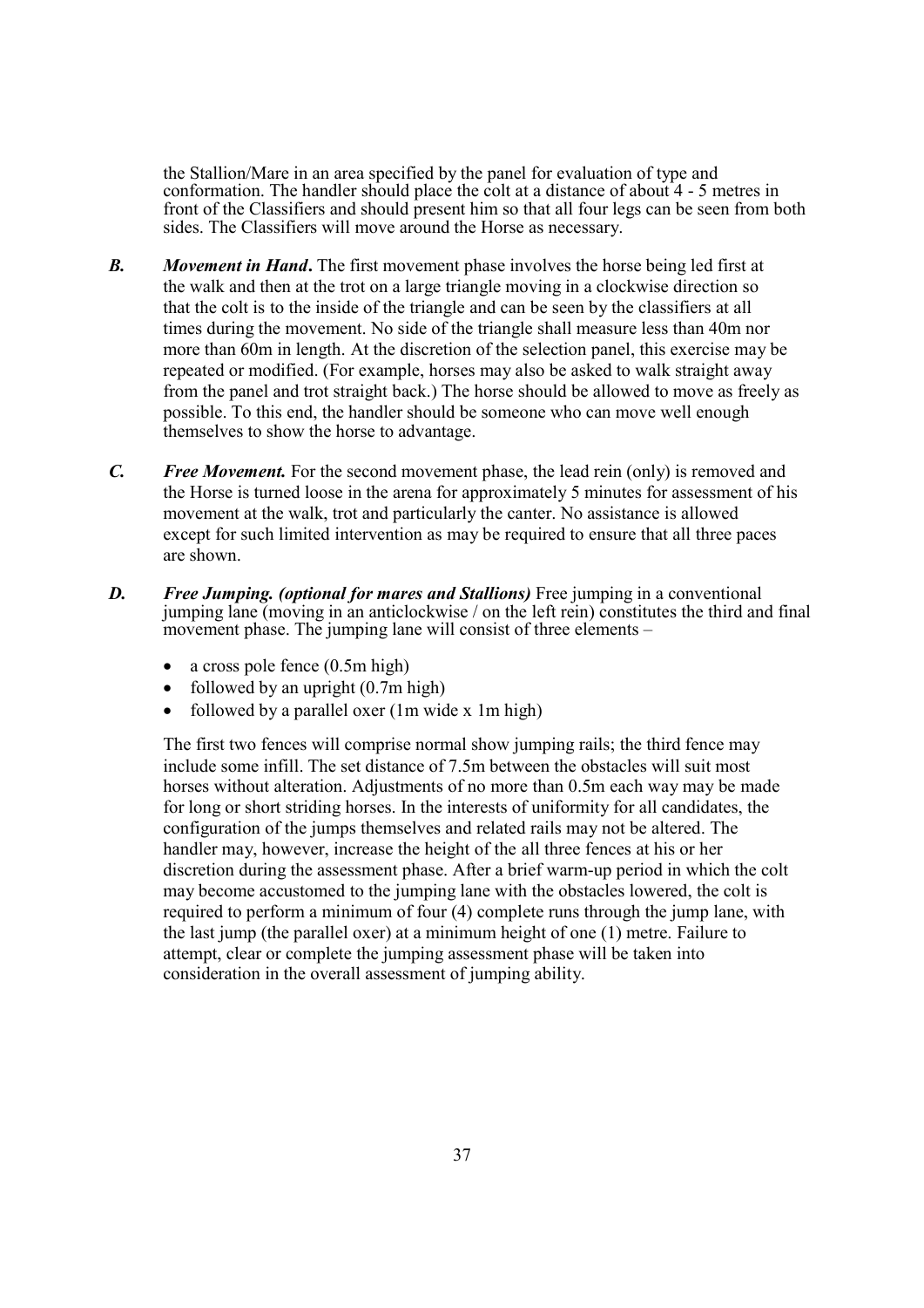the Stallion/Mare in an area specified by the panel for evaluation of type and conformation. The handler should place the colt at a distance of about 4 - 5 metres in front of the Classifiers and should present him so that all four legs can be seen from both sides. The Classifiers will move around the Horse as necessary.

***B.*** ***Movement in Hand***. The first movement phase involves the horse being led first at the walk and then at the trot on a large triangle moving in a clockwise direction so that the colt is to the inside of the triangle and can be seen by the classifiers at all times during the movement. No side of the triangle shall measure less than 40m nor more than 60m in length. At the discretion of the selection panel, this exercise may be repeated or modified. (For example, horses may also be asked to walk straight away from the panel and trot straight back.) The horse should be allowed to move as freely as possible. To this end, the handler should be someone who can move well enough themselves to show the horse to advantage.

***C.*** ***Free Movement.*** For the second movement phase, the lead rein (only) is removed and the Horse is turned loose in the arena for approximately 5 minutes for assessment of his movement at the walk, trot and particularly the canter. No assistance is allowed except for such limited intervention as may be required to ensure that all three paces are shown.

***D.*** ***Free Jumping. (optional for mares and Stallions)*** Free jumping in a conventional jumping lane (moving in an anticlockwise / on the left rein) constitutes the third and final movement phase. The jumping lane will consist of three elements –

- a cross pole fence (0.5m high)
- followed by an upright (0.7m high)
- followed by a parallel oxer (1m wide x 1m high)

The first two fences will comprise normal show jumping rails; the third fence may include some infill. The set distance of 7.5m between the obstacles will suit most horses without alteration. Adjustments of no more than 0.5m each way may be made for long or short striding horses. In the interests of uniformity for all candidates, the configuration of the jumps themselves and related rails may not be altered. The handler may, however, increase the height of the all three fences at his or her discretion during the assessment phase. After a brief warm-up period in which the colt may become accustomed to the jumping lane with the obstacles lowered, the colt is required to perform a minimum of four (4) complete runs through the jump lane, with the last jump (the parallel oxer) at a minimum height of one (1) metre. Failure to attempt, clear or complete the jumping assessment phase will be taken into consideration in the overall assessment of jumping ability.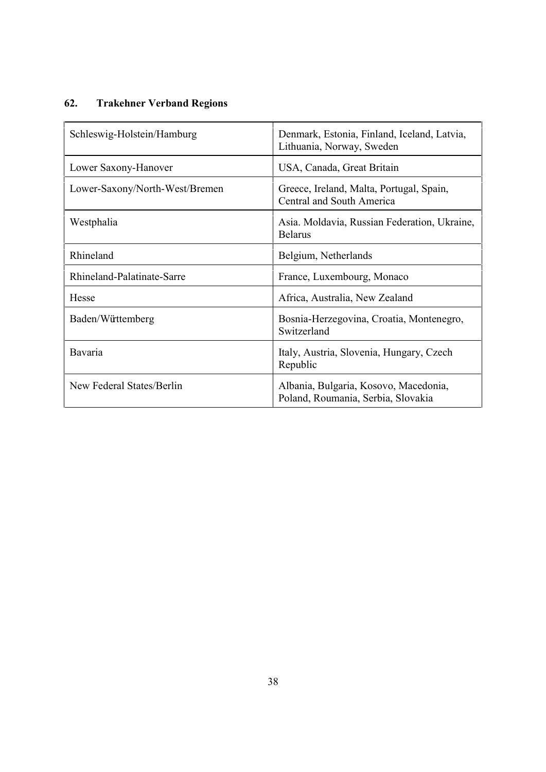## 62. Trakehner Verband Regions

| | |
|---|---|
| Schleswig-Holstein/Hamburg | Denmark, Estonia, Finland, Iceland, Latvia, Lithuania, Norway, Sweden |
| Lower Saxony-Hanover | USA, Canada, Great Britain |
| Lower-Saxony/North-West/Bremen | Greece, Ireland, Malta, Portugal, Spain, Central and South America |
| Westphalia | Asia. Moldavia, Russian Federation, Ukraine, Belarus |
| Rhineland | Belgium, Netherlands |
| Rhineland-Palatinate-Sarre | France, Luxembourg, Monaco |
| Hesse | Africa, Australia, New Zealand |
| Baden/Württemberg | Bosnia-Herzegovina, Croatia, Montenegro, Switzerland |
| Bavaria | Italy, Austria, Slovenia, Hungary, Czech Republic |
| New Federal States/Berlin | Albania, Bulgaria, Kosovo, Macedonia, Poland, Roumania, Serbia, Slovakia |